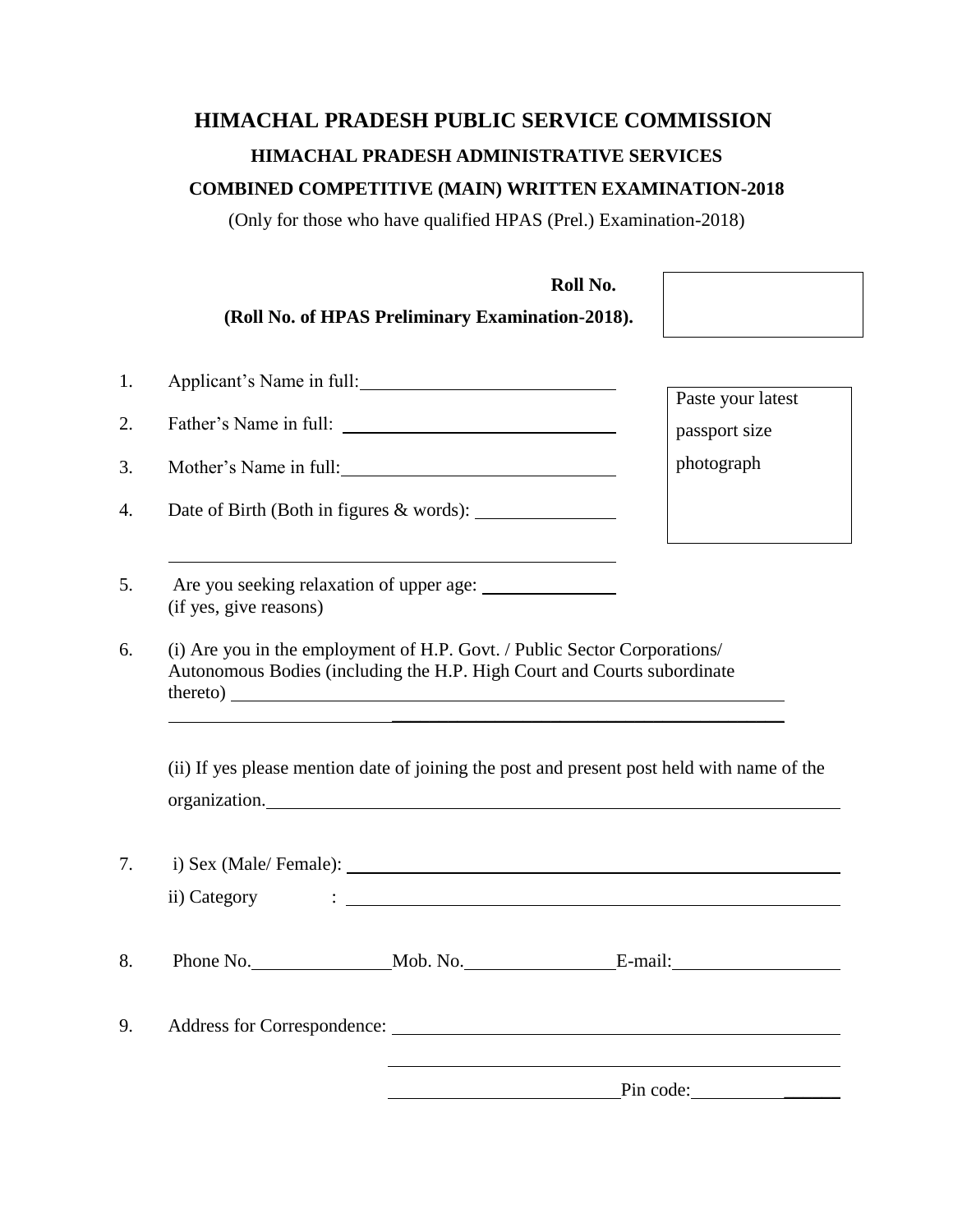# HIMACHAL PRADESH PUBLIC SERVICE COMMISSION

## HIMACHAL PRADESH ADMINISTRATIVE SERVICES

## COMBINED COMPETITIVE (MAIN) WRITTEN EXAMINATION-2018

(Only for those who have qualified HPAS (Prel.) Examination-2018)

**Roll No.**

**(Roll No. of HPAS Preliminary Examination-2018).**

Paste your latest passport size photograph

1. Applicant's Name in full: ______________________
2. Father's Name in full: ______________________
3. Mother's Name in full: ______________________
4. Date of Birth (Both in figures & words): ______________________

   ______________________
5. Are you seeking relaxation of upper age: ______________________
   (if yes, give reasons)
6. (i) Are you in the employment of H.P. Govt. / Public Sector Corporations/ Autonomous Bodies (including the H.P. High Court and Courts subordinate thereto) ______________________

   ______________________

   (ii) If yes please mention date of joining the post and present post held with name of the organization. ______________________
7. i) Sex (Male/ Female): ______________________

   ii) Category : ______________________
8. Phone No. ____________ Mob. No. ____________ E-mail: ____________
9. Address for Correspondence: ______________________

   ______________________

   ______________________ Pin code: ____________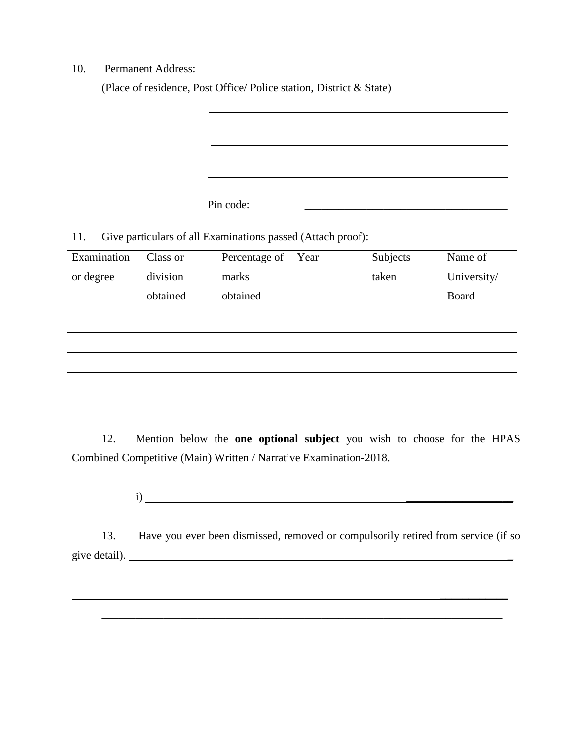10. Permanent Address:

(Place of residence, Post Office/ Police station, District & State)

______________________________________________

______________________________________________

______________________________________________

Pin code: ______________________________________________

11. Give particulars of all Examinations passed (Attach proof):

| Examination or degree | Class or division obtained | Percentage of marks obtained | Year | Subjects taken | Name of University/ Board |
|---|---|---|---|---|---|
| | | | | | |
| | | | | | |
| | | | | | |
| | | | | | |
| | | | | | |

12. Mention below the **one optional subject** you wish to choose for the HPAS Combined Competitive (Main) Written / Narrative Examination-2018.

i) ______________________________________________

13. Have you ever been dismissed, removed or compulsorily retired from service (if so give detail). ______________________________________________

______________________________________________

______________________________________________

______________________________________________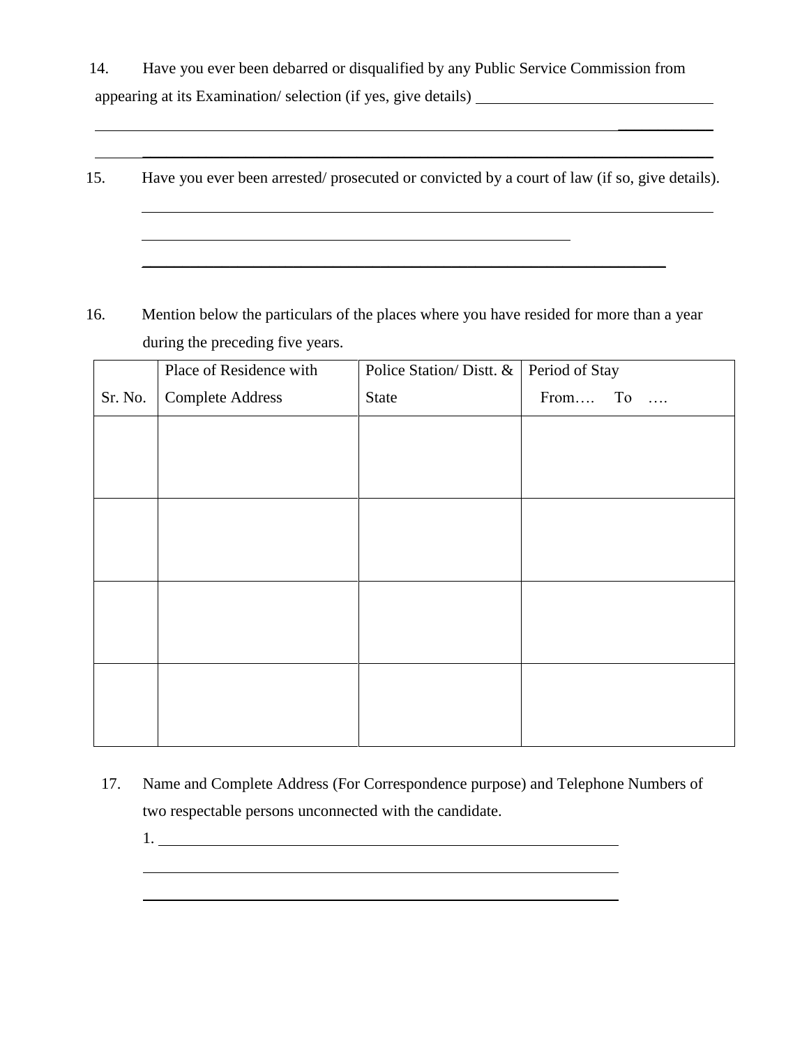14. Have you ever been debarred or disqualified by any Public Service Commission from appearing at its Examination/ selection (if yes, give details) ______________________________

______________________________________________________________________________

______________________________________________________________________________

15. Have you ever been arrested/ prosecuted or convicted by a court of law (if so, give details).

______________________________________________________________________________

____________________________________________________

______________________________________________________________

16. Mention below the particulars of the places where you have resided for more than a year during the preceding five years.

| Sr. No. | Place of Residence with Complete Address | Police Station/ Distt. & State | Period of Stay From…. To …. |
|---|---|---|---|
| | | | |
| | | | |
| | | | |
| | | | |

17. Name and Complete Address (For Correspondence purpose) and Telephone Numbers of two respectable persons unconnected with the candidate.

1. ____________________________________________________________

______________________________________________________________

______________________________________________________________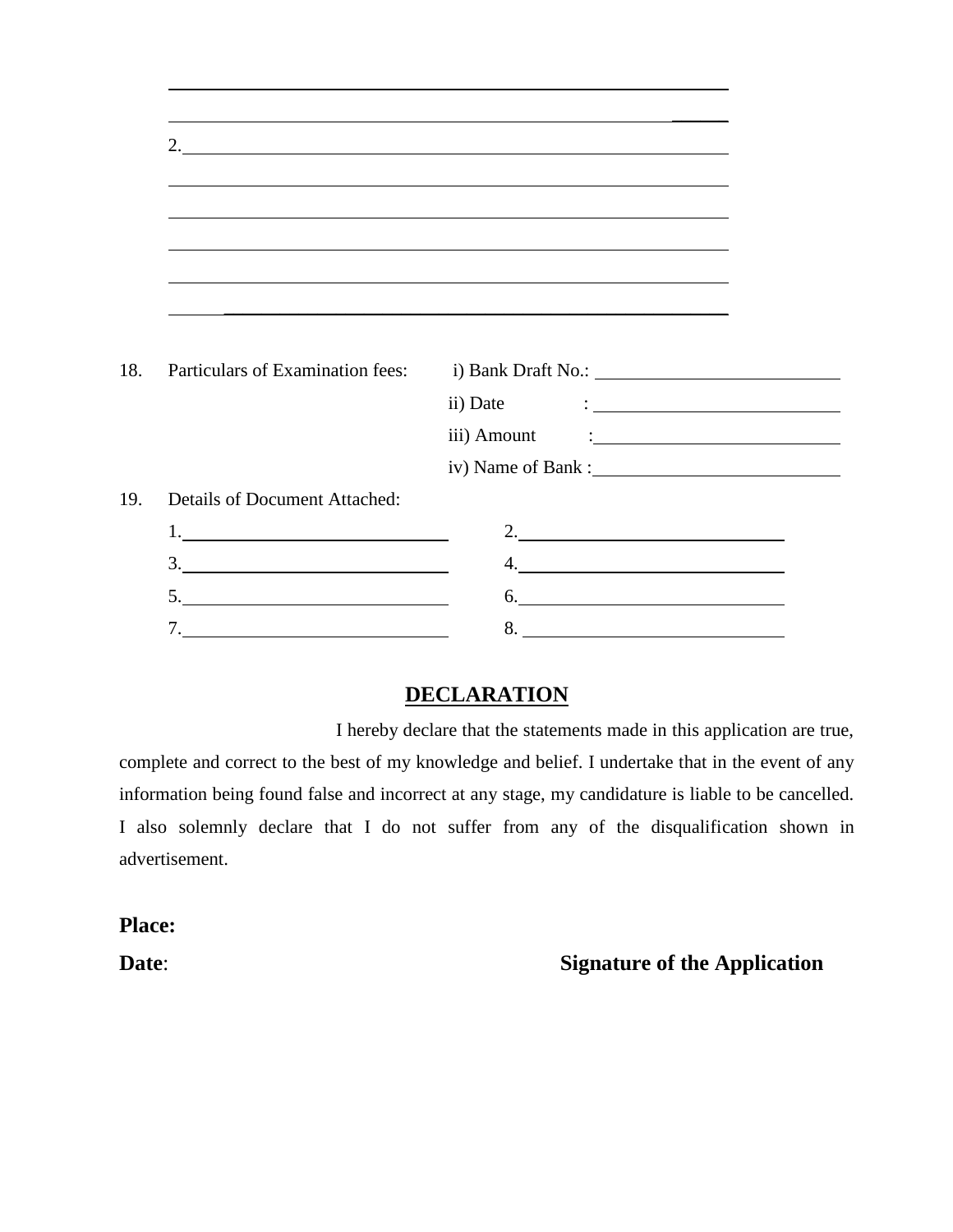______________________________________________________________

______________________________________________________________

2.____________________________________________________________

______________________________________________________________

______________________________________________________________

______________________________________________________________

______________________________________________________________

______________________________________________________________

18. Particulars of Examination fees:
    - i) Bank Draft No.: ______________________
    - ii) Date : ______________________
    - iii) Amount : ______________________
    - iv) Name of Bank : ______________________

19. Details of Document Attached:

| | |
|---|---|
| 1.______________________ | 2.______________________ |
| 3.______________________ | 4.______________________ |
| 5.______________________ | 6.______________________ |
| 7.______________________ | 8. ______________________ |

## DECLARATION

I hereby declare that the statements made in this application are true, complete and correct to the best of my knowledge and belief. I undertake that in the event of any information being found false and incorrect at any stage, my candidature is liable to be cancelled. I also solemnly declare that I do not suffer from any of the disqualification shown in advertisement.

**Place:**

**Date**: **Signature of the Application**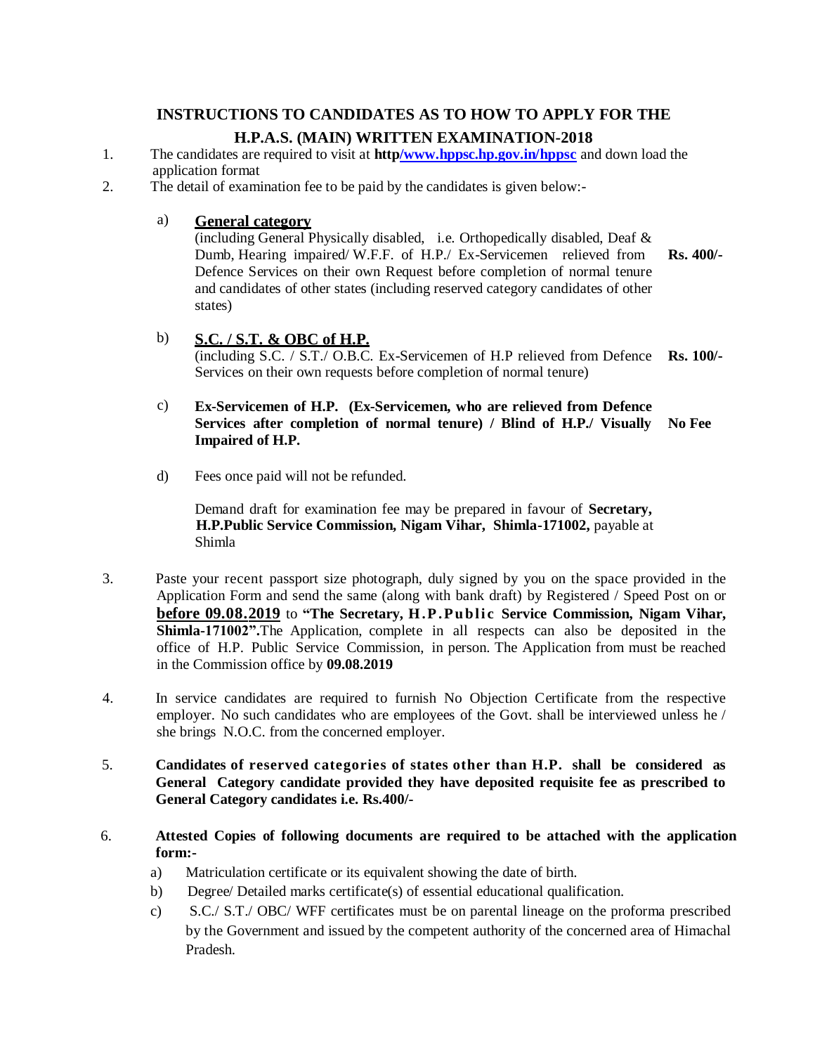# INSTRUCTIONS TO CANDIDATES AS TO HOW TO APPLY FOR THE H.P.A.S. (MAIN) WRITTEN EXAMINATION-2018

1. The candidates are required to visit at **http/www.hppsc.hp.gov.in/hppsc** and down load the application format
2. The detail of examination fee to be paid by the candidates is given below:-

   a) **General category**
   (including General Physically disabled, i.e. Orthopedically disabled, Deaf & Dumb, Hearing impaired/ W.F.F. of H.P./ Ex-Servicemen relieved from Defence Services on their own Request before completion of normal tenure and candidates of other states (including reserved category candidates of other states) — **Rs. 400/-**

   b) **S.C. / S.T. & OBC of H.P.**
   (including S.C. / S.T./ O.B.C. Ex-Servicemen of H.P relieved from Defence Services on their own requests before completion of normal tenure) — **Rs. 100/-**

   c) **Ex-Servicemen of H.P. (Ex-Servicemen, who are relieved from Defence Services after completion of normal tenure) / Blind of H.P./ Visually Impaired of H.P.** — **No Fee**

   d) Fees once paid will not be refunded.

   Demand draft for examination fee may be prepared in favour of **Secretary, H.P.Public Service Commission, Nigam Vihar, Shimla-171002,** payable at Shimla

3. Paste your recent passport size photograph, duly signed by you on the space provided in the Application Form and send the same (along with bank draft) by Registered / Speed Post on or **before 09.08.2019** to **"The Secretary, H.P.Public Service Commission, Nigam Vihar, Shimla-171002".** The Application, complete in all respects can also be deposited in the office of H.P. Public Service Commission, in person. The Application from must be reached in the Commission office by **09.08.2019**

4. In service candidates are required to furnish No Objection Certificate from the respective employer. No such candidates who are employees of the Govt. shall be interviewed unless he / she brings N.O.C. from the concerned employer.

5. **Candidates of reserved categories of states other than H.P. shall be considered as General Category candidate provided they have deposited requisite fee as prescribed to General Category candidates i.e. Rs.400/-**

6. **Attested Copies of following documents are required to be attached with the application form:-**
   a) Matriculation certificate or its equivalent showing the date of birth.
   b) Degree/ Detailed marks certificate(s) of essential educational qualification.
   c) S.C./ S.T./ OBC/ WFF certificates must be on parental lineage on the proforma prescribed by the Government and issued by the competent authority of the concerned area of Himachal Pradesh.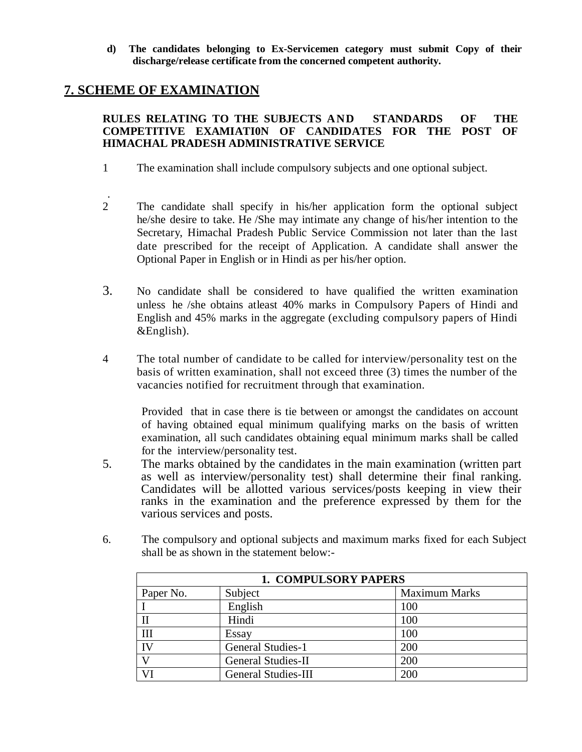**d) The candidates belonging to Ex-Servicemen category must submit Copy of their discharge/release certificate from the concerned competent authority.**

## 7. SCHEME OF EXAMINATION

**RULES RELATING TO THE SUBJECTS AND STANDARDS OF THE COMPETITIVE EXAMIATI0N OF CANDIDATES FOR THE POST OF HIMACHAL PRADESH ADMINISTRATIVE SERVICE**

1. The examination shall include compulsory subjects and one optional subject.

2. The candidate shall specify in his/her application form the optional subject he/she desire to take. He /She may intimate any change of his/her intention to the Secretary, Himachal Pradesh Public Service Commission not later than the last date prescribed for the receipt of Application. A candidate shall answer the Optional Paper in English or in Hindi as per his/her option.

3. No candidate shall be considered to have qualified the written examination unless he /she obtains atleast 40% marks in Compulsory Papers of Hindi and English and 45% marks in the aggregate (excluding compulsory papers of Hindi &English).

4. The total number of candidate to be called for interview/personality test on the basis of written examination, shall not exceed three (3) times the number of the vacancies notified for recruitment through that examination.

   Provided that in case there is tie between or amongst the candidates on account of having obtained equal minimum qualifying marks on the basis of written examination, all such candidates obtaining equal minimum marks shall be called for the interview/personality test.

5. The marks obtained by the candidates in the main examination (written part as well as interview/personality test) shall determine their final ranking. Candidates will be allotted various services/posts keeping in view their ranks in the examination and the preference expressed by them for the various services and posts.

6. The compulsory and optional subjects and maximum marks fixed for each Subject shall be as shown in the statement below:-

| **1. COMPULSORY PAPERS** | | |
|---|---|---|
| Paper No. | Subject | Maximum Marks |
| I | English | 100 |
| II | Hindi | 100 |
| III | Essay | 100 |
| IV | General Studies-1 | 200 |
| V | General Studies-II | 200 |
| VI | General Studies-III | 200 |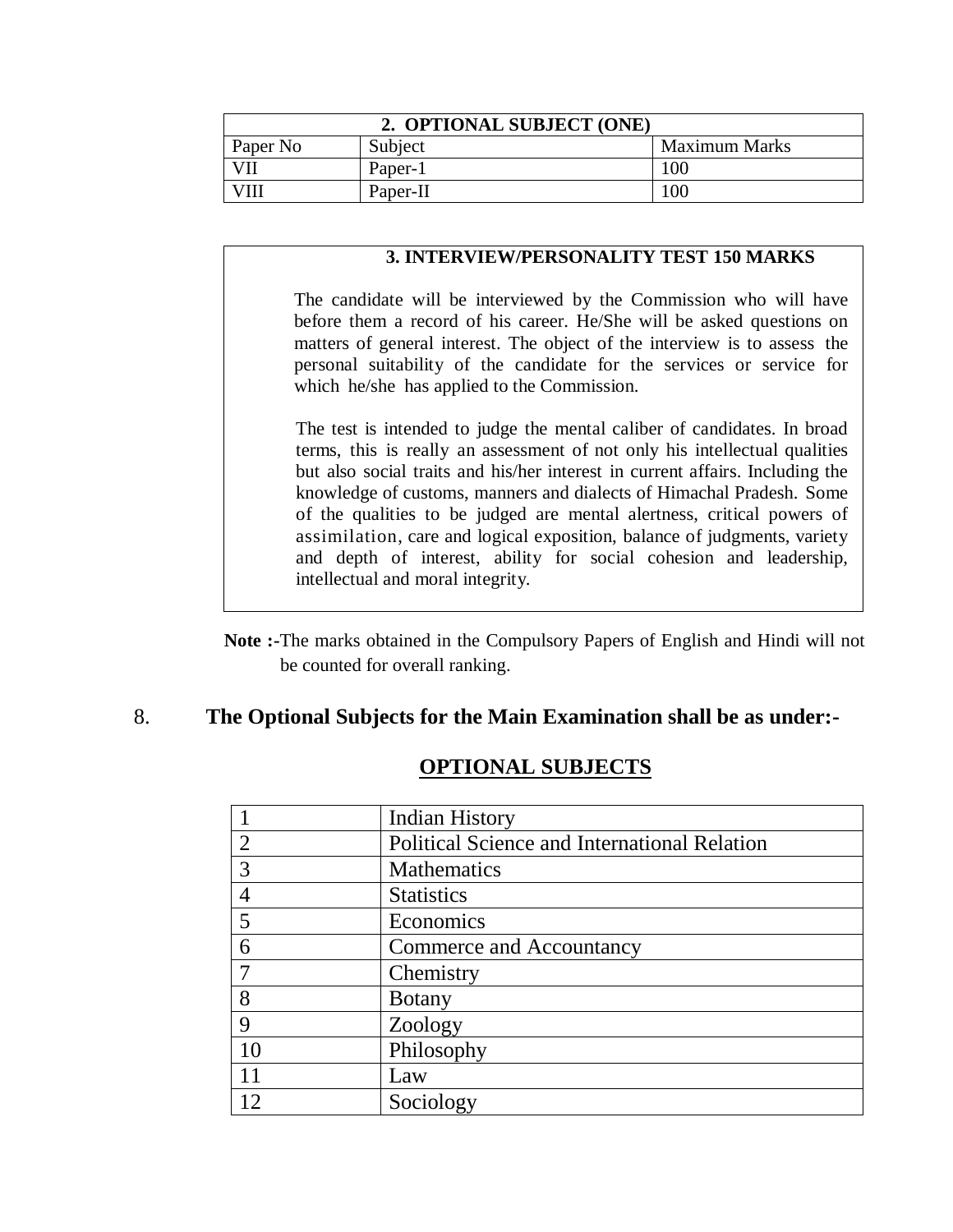| 2. OPTIONAL SUBJECT (ONE) | | |
|---|---|---|
| Paper No | Subject | Maximum Marks |
| VII | Paper-1 | 100 |
| VIII | Paper-II | 100 |

**3. INTERVIEW/PERSONALITY TEST 150 MARKS**

The candidate will be interviewed by the Commission who will have before them a record of his career. He/She will be asked questions on matters of general interest. The object of the interview is to assess the personal suitability of the candidate for the services or service for which he/she has applied to the Commission.

The test is intended to judge the mental caliber of candidates. In broad terms, this is really an assessment of not only his intellectual qualities but also social traits and his/her interest in current affairs. Including the knowledge of customs, manners and dialects of Himachal Pradesh. Some of the qualities to be judged are mental alertness, critical powers of assimilation, care and logical exposition, balance of judgments, variety and depth of interest, ability for social cohesion and leadership, intellectual and moral integrity.

**Note :-**The marks obtained in the Compulsory Papers of English and Hindi will not be counted for overall ranking.

8. **The Optional Subjects for the Main Examination shall be as under:-**

## OPTIONAL SUBJECTS

| | |
|---|---|
| 1 | Indian History |
| 2 | Political Science and International Relation |
| 3 | Mathematics |
| 4 | Statistics |
| 5 | Economics |
| 6 | Commerce and Accountancy |
| 7 | Chemistry |
| 8 | Botany |
| 9 | Zoology |
| 10 | Philosophy |
| 11 | Law |
| 12 | Sociology |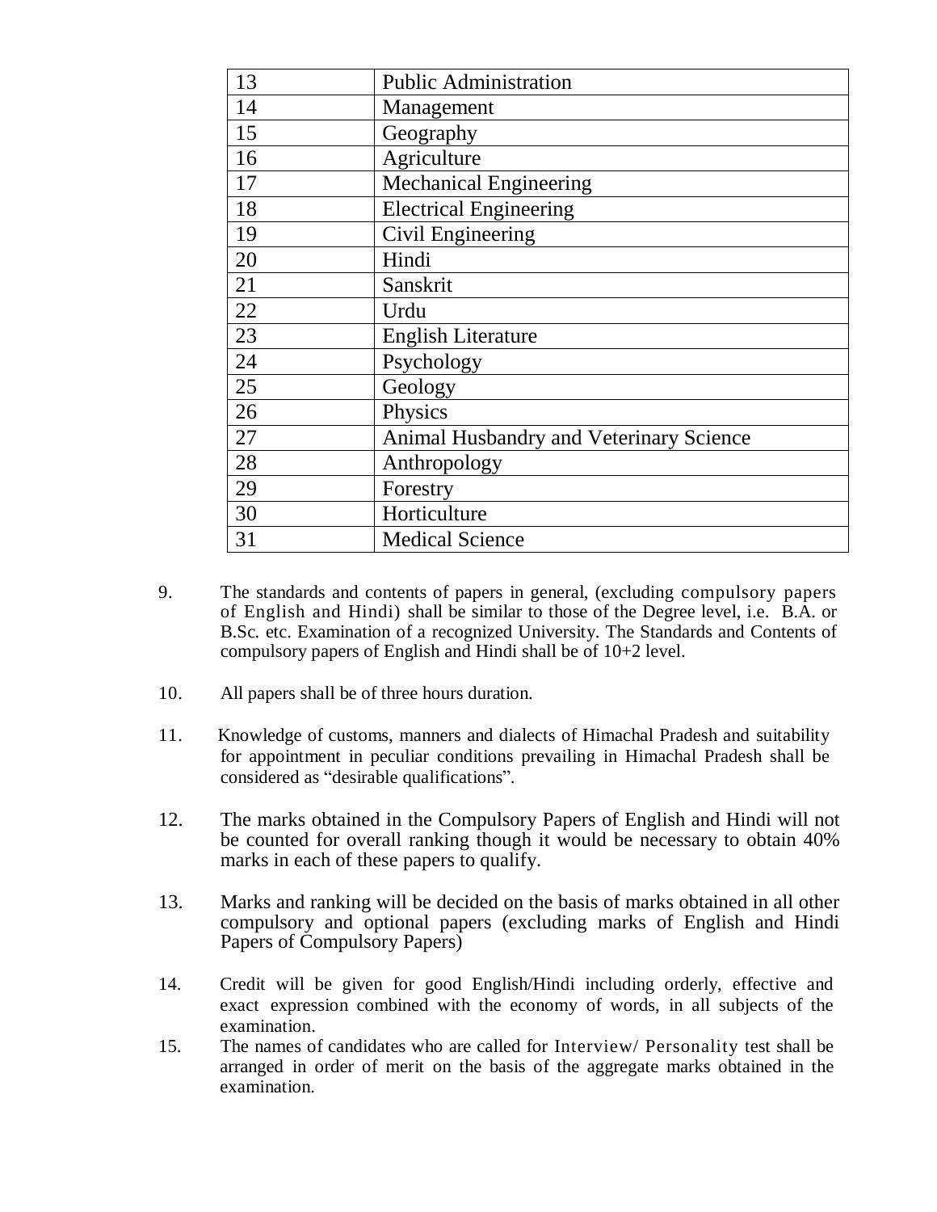| | |
|---|---|
| 13 | Public Administration |
| 14 | Management |
| 15 | Geography |
| 16 | Agriculture |
| 17 | Mechanical Engineering |
| 18 | Electrical Engineering |
| 19 | Civil Engineering |
| 20 | Hindi |
| 21 | Sanskrit |
| 22 | Urdu |
| 23 | English Literature |
| 24 | Psychology |
| 25 | Geology |
| 26 | Physics |
| 27 | Animal Husbandry and Veterinary Science |
| 28 | Anthropology |
| 29 | Forestry |
| 30 | Horticulture |
| 31 | Medical Science |

9. The standards and contents of papers in general, (excluding compulsory papers of English and Hindi) shall be similar to those of the Degree level, i.e. B.A. or B.Sc. etc. Examination of a recognized University. The Standards and Contents of compulsory papers of English and Hindi shall be of 10+2 level.

10. All papers shall be of three hours duration.

11. Knowledge of customs, manners and dialects of Himachal Pradesh and suitability for appointment in peculiar conditions prevailing in Himachal Pradesh shall be considered as "desirable qualifications".

12. The marks obtained in the Compulsory Papers of English and Hindi will not be counted for overall ranking though it would be necessary to obtain 40% marks in each of these papers to qualify.

13. Marks and ranking will be decided on the basis of marks obtained in all other compulsory and optional papers (excluding marks of English and Hindi Papers of Compulsory Papers)

14. Credit will be given for good English/Hindi including orderly, effective and exact expression combined with the economy of words, in all subjects of the examination.

15. The names of candidates who are called for Interview/ Personality test shall be arranged in order of merit on the basis of the aggregate marks obtained in the examination.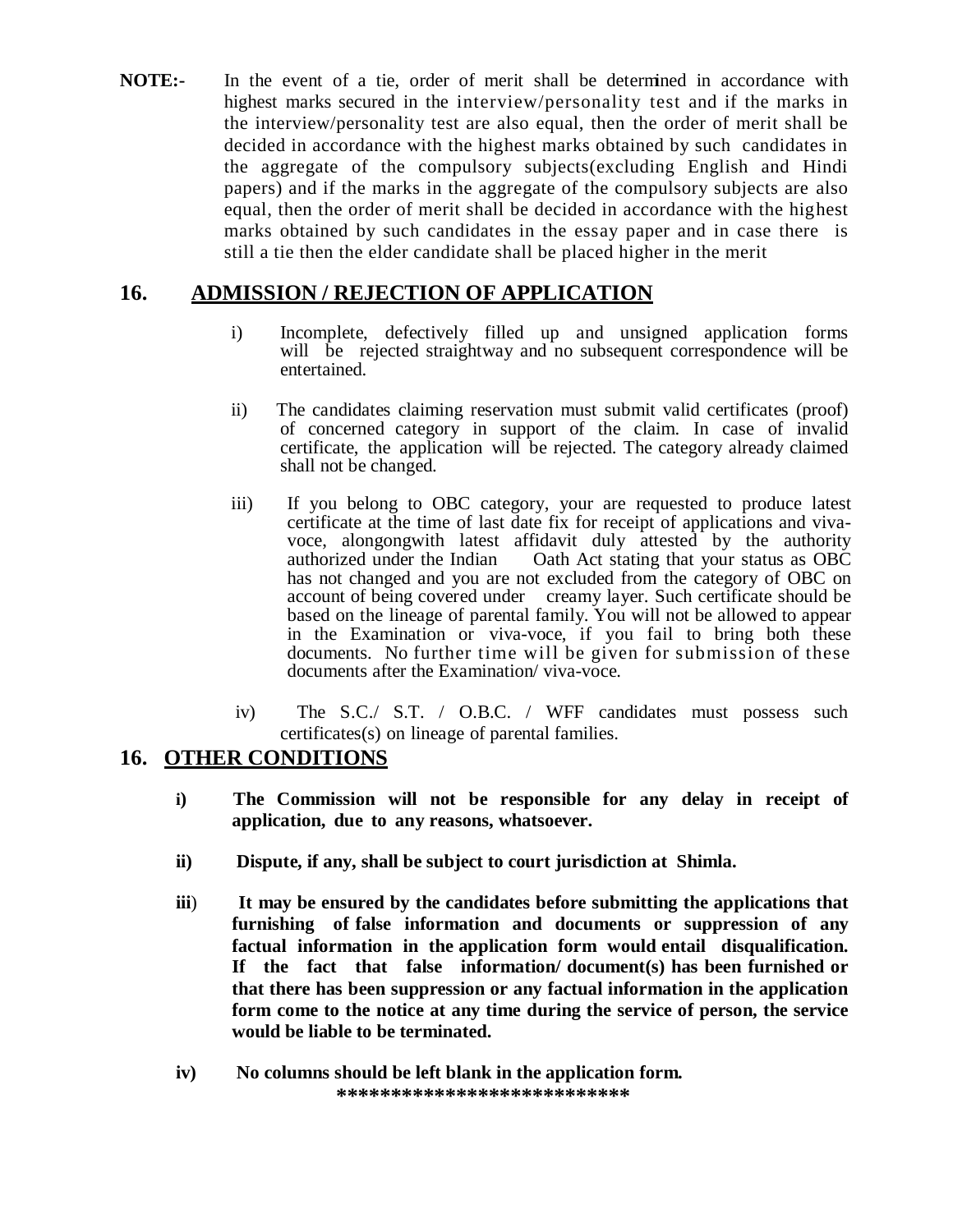**NOTE:-** In the event of a tie, order of merit shall be determined in accordance with highest marks secured in the interview/personality test and if the marks in the interview/personality test are also equal, then the order of merit shall be decided in accordance with the highest marks obtained by such candidates in the aggregate of the compulsory subjects(excluding English and Hindi papers) and if the marks in the aggregate of the compulsory subjects are also equal, then the order of merit shall be decided in accordance with the highest marks obtained by such candidates in the essay paper and in case there is still a tie then the elder candidate shall be placed higher in the merit

## 16. ADMISSION / REJECTION OF APPLICATION

i) Incomplete, defectively filled up and unsigned application forms will be rejected straightway and no subsequent correspondence will be entertained.

ii) The candidates claiming reservation must submit valid certificates (proof) of concerned category in support of the claim. In case of invalid certificate, the application will be rejected. The category already claimed shall not be changed.

iii) If you belong to OBC category, your are requested to produce latest certificate at the time of last date fix for receipt of applications and viva-voce, alongongwith latest affidavit duly attested by the authority authorized under the Indian Oath Act stating that your status as OBC has not changed and you are not excluded from the category of OBC on account of being covered under creamy layer. Such certificate should be based on the lineage of parental family. You will not be allowed to appear in the Examination or viva-voce, if you fail to bring both these documents. No further time will be given for submission of these documents after the Examination/ viva-voce.

iv) The S.C./ S.T. / O.B.C. / WFF candidates must possess such certificates(s) on lineage of parental families.

## 16. OTHER CONDITIONS

**i) The Commission will not be responsible for any delay in receipt of application, due to any reasons, whatsoever.**

**ii) Dispute, if any, shall be subject to court jurisdiction at Shimla.**

**iii) It may be ensured by the candidates before submitting the applications that furnishing of false information and documents or suppression of any factual information in the application form would entail disqualification. If the fact that false information/ document(s) has been furnished or that there has been suppression or any factual information in the application form come to the notice at any time during the service of person, the service would be liable to be terminated.**

**iv) No columns should be left blank in the application form.**

**************************